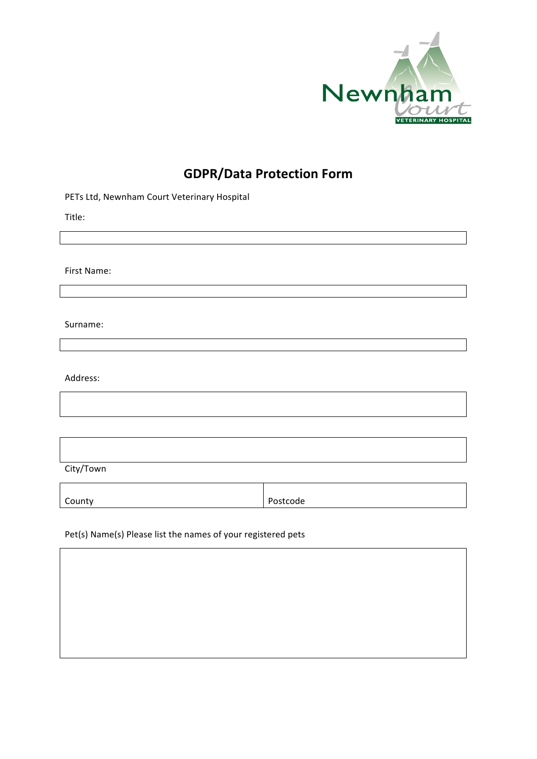Newnham Court VETERINARY HOSPITAL

# GDPR/Data Protection Form

PETs Ltd, Newnham Court Veterinary Hospital

Title:

First Name:

Surname:

Address:

City/Town

County

Postcode

Pet(s) Name(s) Please list the names of your registered pets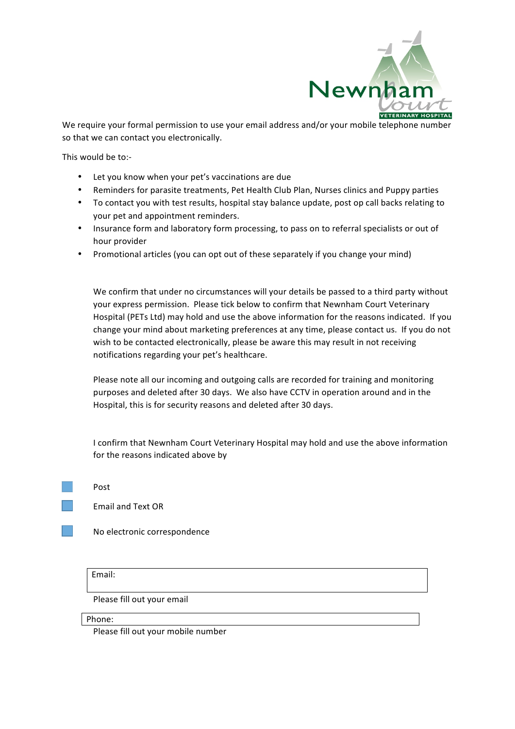Newnham Court VETERINARY HOSPITAL

We require your formal permission to use your email address and/or your mobile telephone number so that we can contact you electronically.

This would be to:-

- Let you know when your pet's vaccinations are due
- Reminders for parasite treatments, Pet Health Club Plan, Nurses clinics and Puppy parties
- To contact you with test results, hospital stay balance update, post op call backs relating to your pet and appointment reminders.
- Insurance form and laboratory form processing, to pass on to referral specialists or out of hour provider
- Promotional articles (you can opt out of these separately if you change your mind)

We confirm that under no circumstances will your details be passed to a third party without your express permission. Please tick below to confirm that Newnham Court Veterinary Hospital (PETs Ltd) may hold and use the above information for the reasons indicated. If you change your mind about marketing preferences at any time, please contact us. If you do not wish to be contacted electronically, please be aware this may result in not receiving notifications regarding your pet's healthcare.

Please note all our incoming and outgoing calls are recorded for training and monitoring purposes and deleted after 30 days. We also have CCTV in operation around and in the Hospital, this is for security reasons and deleted after 30 days.

I confirm that Newnham Court Veterinary Hospital may hold and use the above information for the reasons indicated above by

- [ ] Post
- [ ] Email and Text OR
- [ ] No electronic correspondence

Email:

Please fill out your email

Phone:

Please fill out your mobile number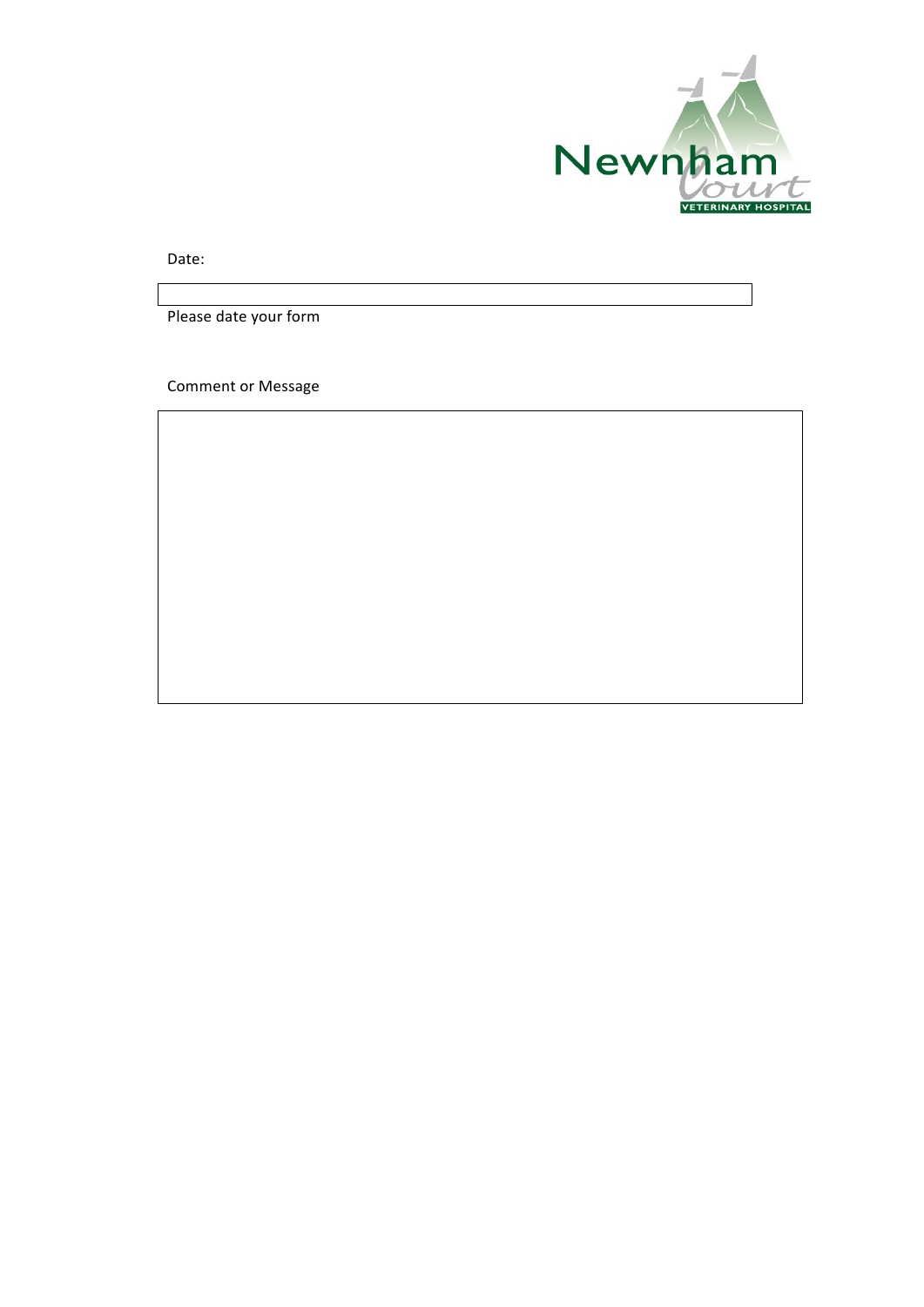Newnham Court VETERINARY HOSPITAL

Date:

Please date your form

Comment or Message